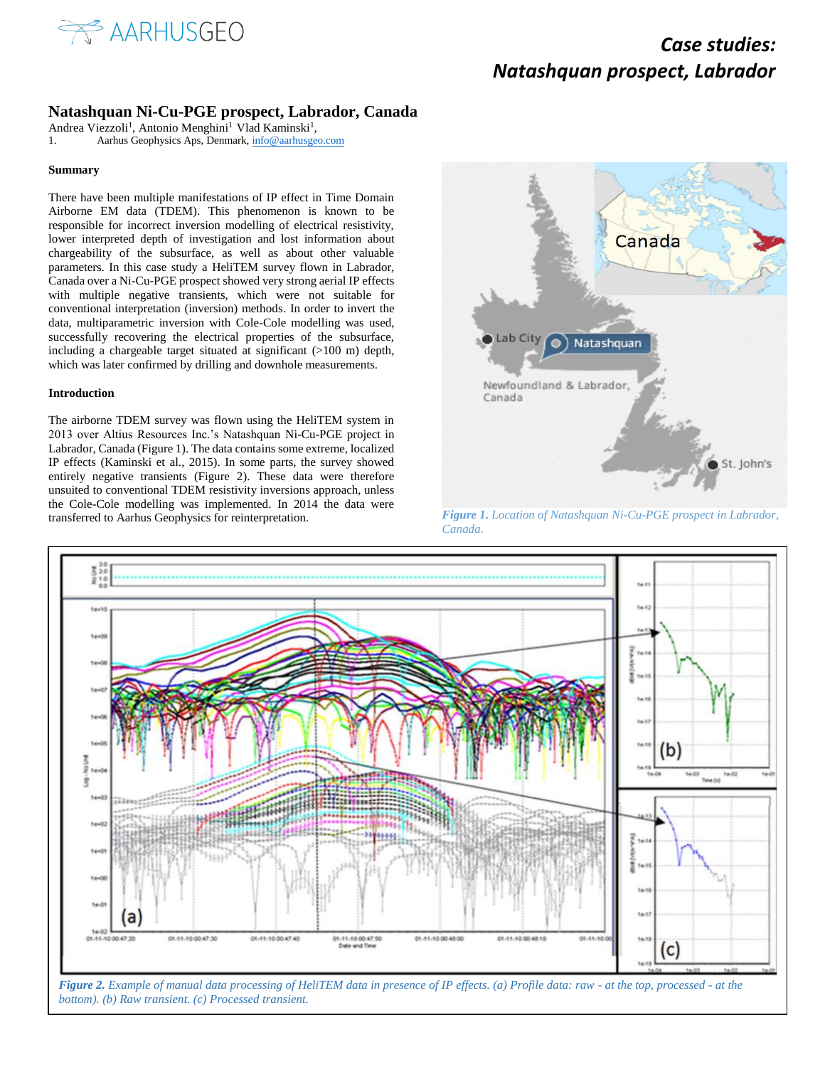# Natashquan Ni-Cu-PGE prospect, Labrador, Canada

Andrea Viezzoli[1], Antonio Menghini[1] Vlad Kaminski[1],

1. Aarhus Geophysics Aps, Denmark, info@aarhusgeo.com

### Summary

There have been multiple manifestations of IP effect in Time Domain Airborne EM data (TDEM). This phenomenon is known to be responsible for incorrect inversion modelling of electrical resistivity, lower interpreted depth of investigation and lost information about chargeability of the subsurface, as well as about other valuable parameters. In this case study a HeliTEM survey flown in Labrador, Canada over a Ni-Cu-PGE prospect showed very strong aerial IP effects with multiple negative transients, which were not suitable for conventional interpretation (inversion) methods. In order to invert the data, multiparametric inversion with Cole-Cole modelling was used, successfully recovering the electrical properties of the subsurface, including a chargeable target situated at significant (>100 m) depth, which was later confirmed by drilling and downhole measurements.

### Introduction

The airborne TDEM survey was flown using the HeliTEM system in 2013 over Altius Resources Inc.'s Natashquan Ni-Cu-PGE project in Labrador, Canada (Figure 1). The data contains some extreme, localized IP effects (Kaminski et al., 2015). In some parts, the survey showed entirely negative transients (Figure 2). These data were therefore unsuited to conventional TDEM resistivity inversions approach, unless the Cole-Cole modelling was implemented. In 2014 the data were transferred to Aarhus Geophysics for reinterpretation.

*Figure 1. Location of Natashquan Ni-Cu-PGE prospect in Labrador, Canada.*

*Figure 2. Example of manual data processing of HeliTEM data in presence of IP effects. (a) Profile data: raw - at the top, processed - at the bottom). (b) Raw transient. (c) Processed transient.*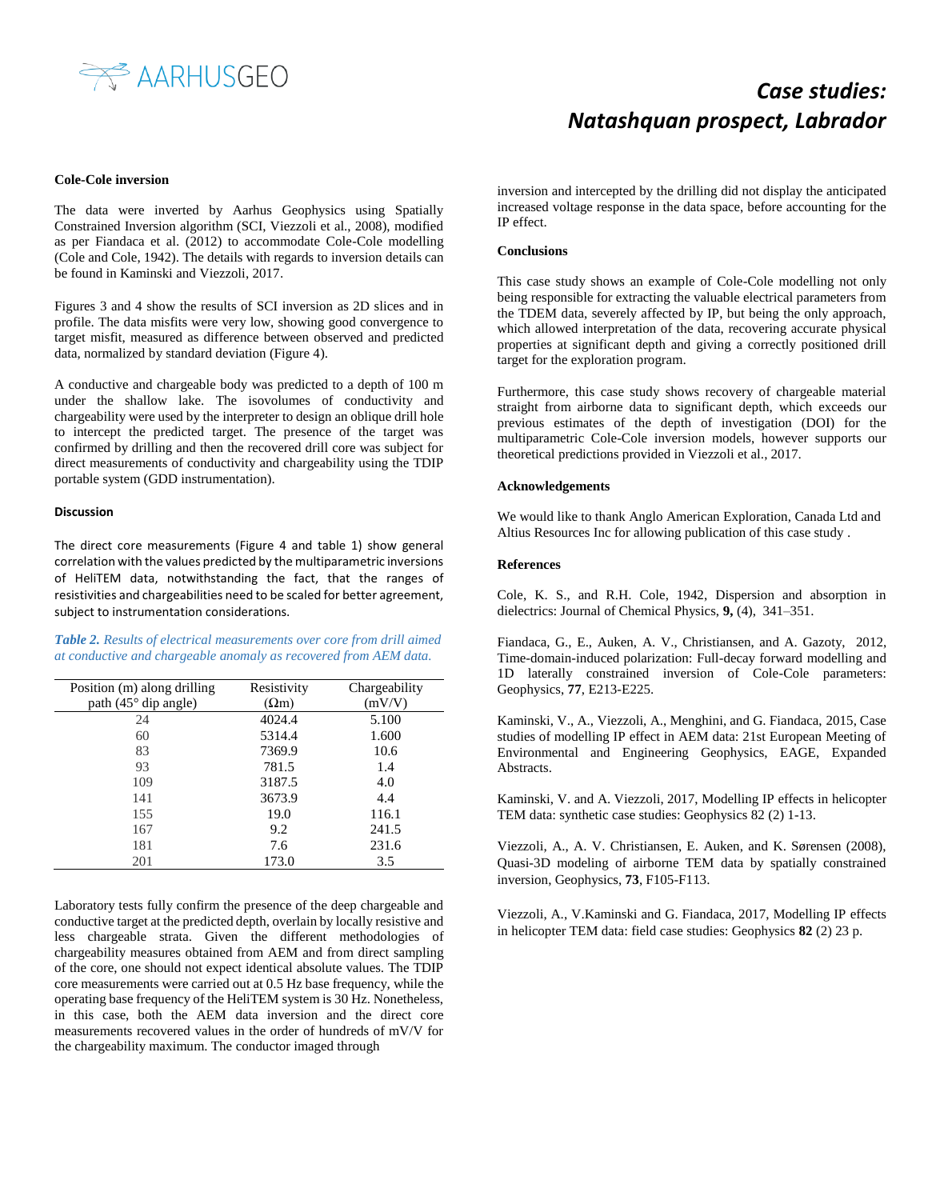## Case studies: Natashquan prospect, Labrador

### Cole-Cole inversion

The data were inverted by Aarhus Geophysics using Spatially Constrained Inversion algorithm (SCI, Viezzoli et al., 2008), modified as per Fiandaca et al. (2012) to accommodate Cole-Cole modelling (Cole and Cole, 1942). The details with regards to inversion details can be found in Kaminski and Viezzoli, 2017.

Figures 3 and 4 show the results of SCI inversion as 2D slices and in profile. The data misfits were very low, showing good convergence to target misfit, measured as difference between observed and predicted data, normalized by standard deviation (Figure 4).

A conductive and chargeable body was predicted to a depth of 100 m under the shallow lake. The isovolumes of conductivity and chargeability were used by the interpreter to design an oblique drill hole to intercept the predicted target. The presence of the target was confirmed by drilling and then the recovered drill core was subject for direct measurements of conductivity and chargeability using the TDIP portable system (GDD instrumentation).

### Discussion

The direct core measurements (Figure 4 and table 1) show general correlation with the values predicted by the multiparametric inversions of HeliTEM data, notwithstanding the fact, that the ranges of resistivities and chargeabilities need to be scaled for better agreement, subject to instrumentation considerations.

***Table 2.*** *Results of electrical measurements over core from drill aimed at conductive and chargeable anomaly as recovered from AEM data.*

| Position (m) along drilling path (45° dip angle) | Resistivity (Ωm) | Chargeability (mV/V) |
|---|---|---|
| 24 | 4024.4 | 5.100 |
| 60 | 5314.4 | 1.600 |
| 83 | 7369.9 | 10.6 |
| 93 | 781.5 | 1.4 |
| 109 | 3187.5 | 4.0 |
| 141 | 3673.9 | 4.4 |
| 155 | 19.0 | 116.1 |
| 167 | 9.2 | 241.5 |
| 181 | 7.6 | 231.6 |
| 201 | 173.0 | 3.5 |

Laboratory tests fully confirm the presence of the deep chargeable and conductive target at the predicted depth, overlain by locally resistive and less chargeable strata. Given the different methodologies of chargeability measures obtained from AEM and from direct sampling of the core, one should not expect identical absolute values. The TDIP core measurements were carried out at 0.5 Hz base frequency, while the operating base frequency of the HeliTEM system is 30 Hz. Nonetheless, in this case, both the AEM data inversion and the direct core measurements recovered values in the order of hundreds of mV/V for the chargeability maximum. The conductor imaged through inversion and intercepted by the drilling did not display the anticipated increased voltage response in the data space, before accounting for the IP effect.

### Conclusions

This case study shows an example of Cole-Cole modelling not only being responsible for extracting the valuable electrical parameters from the TDEM data, severely affected by IP, but being the only approach, which allowed interpretation of the data, recovering accurate physical properties at significant depth and giving a correctly positioned drill target for the exploration program.

Furthermore, this case study shows recovery of chargeable material straight from airborne data to significant depth, which exceeds our previous estimates of the depth of investigation (DOI) for the multiparametric Cole-Cole inversion models, however supports our theoretical predictions provided in Viezzoli et al., 2017.

### Acknowledgements

We would like to thank Anglo American Exploration, Canada Ltd and Altius Resources Inc for allowing publication of this case study .

### References

Cole, K. S., and R.H. Cole, 1942, Dispersion and absorption in dielectrics: Journal of Chemical Physics, **9,** (4), 341–351.

Fiandaca, G., E., Auken, A. V., Christiansen, and A. Gazoty, 2012, Time-domain-induced polarization: Full-decay forward modelling and 1D laterally constrained inversion of Cole-Cole parameters: Geophysics, **77**, E213-E225.

Kaminski, V., A., Viezzoli, A., Menghini, and G. Fiandaca, 2015, Case studies of modelling IP effect in AEM data: 21st European Meeting of Environmental and Engineering Geophysics, EAGE, Expanded Abstracts.

Kaminski, V. and A. Viezzoli, 2017, Modelling IP effects in helicopter TEM data: synthetic case studies: Geophysics 82 (2) 1-13.

Viezzoli, A., A. V. Christiansen, E. Auken, and K. Sørensen (2008), Quasi-3D modeling of airborne TEM data by spatially constrained inversion, Geophysics, **73**, F105-F113.

Viezzoli, A., V.Kaminski and G. Fiandaca, 2017, Modelling IP effects in helicopter TEM data: field case studies: Geophysics **82** (2) 23 p.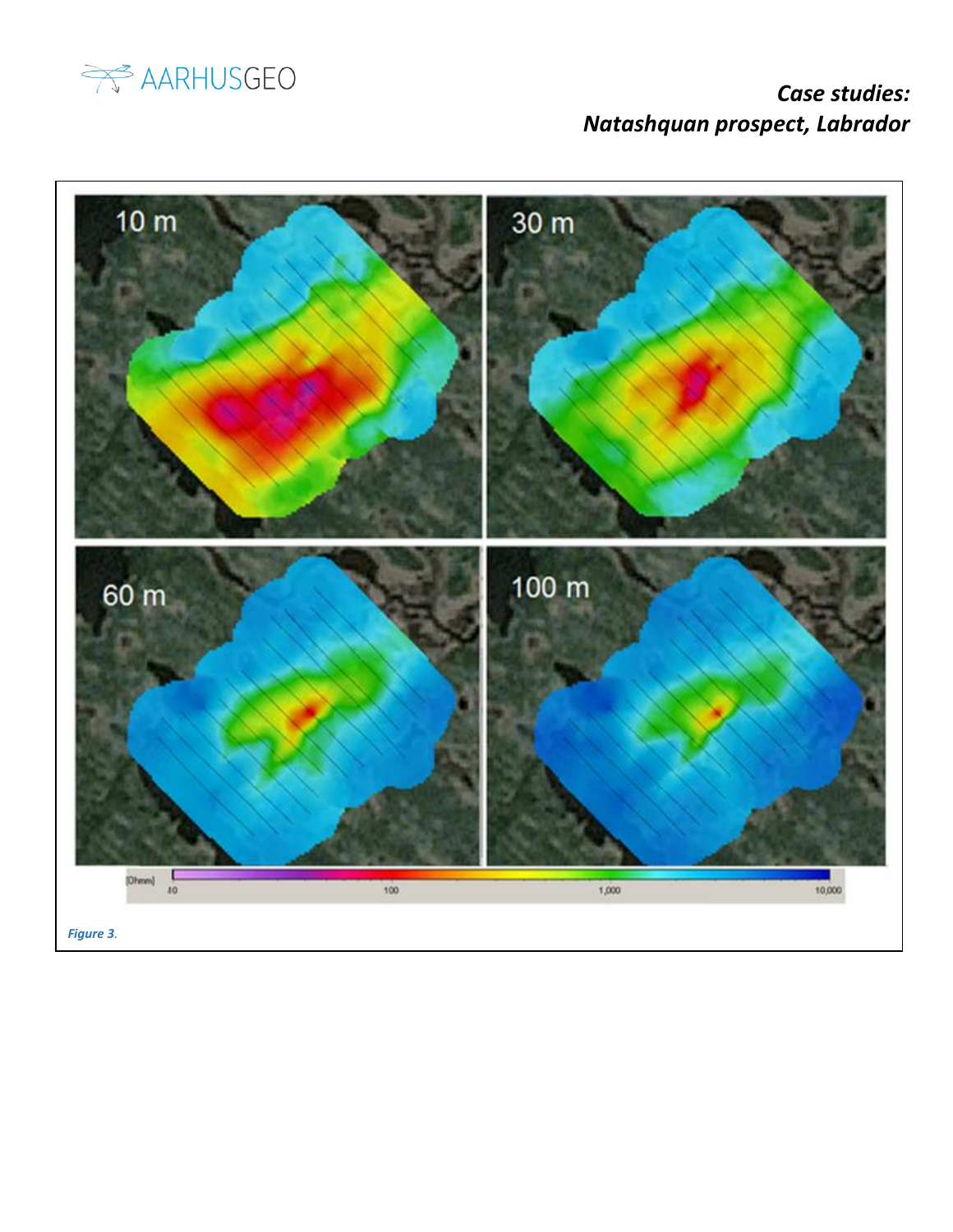*Figure 3.*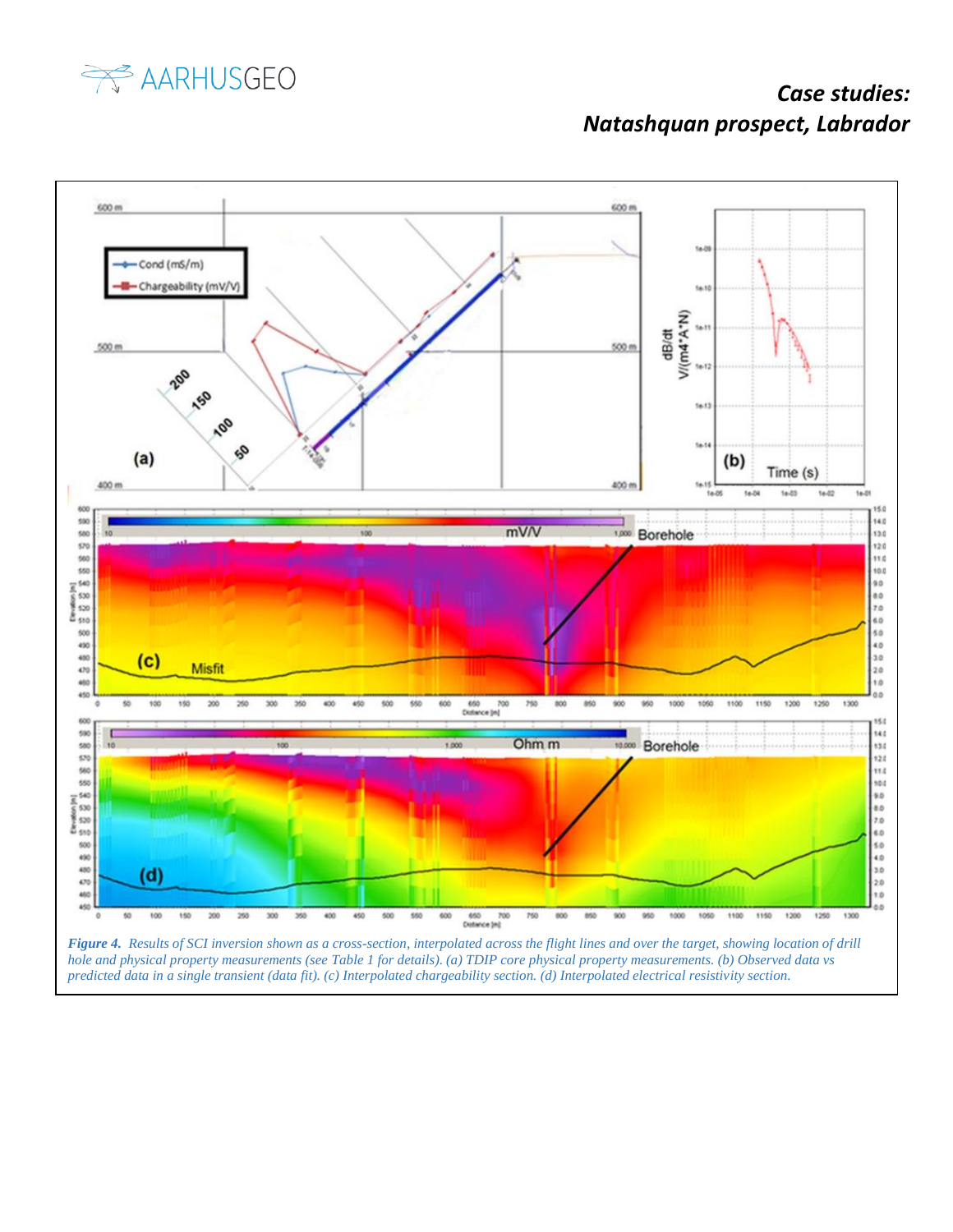Case studies:
Natashquan prospect, Labrador

600 m

600 m

Cond (mS/m)

Chargeability (mV/V)

500 m

500 m

200

150

100

50

(a)

400 m

400 m

dB/dt
V/(m4*A*N)

(b)

Time (s)

mV/V

Borehole

(c)

Misfit

Distance [m]

Ohm m

Borehole

(d)

Distance [m]

*Figure 4. Results of SCI inversion shown as a cross-section, interpolated across the flight lines and over the target, showing location of drill hole and physical property measurements (see Table 1 for details). (a) TDIP core physical property measurements. (b) Observed data vs predicted data in a single transient (data fit). (c) Interpolated chargeability section. (d) Interpolated electrical resistivity section.*